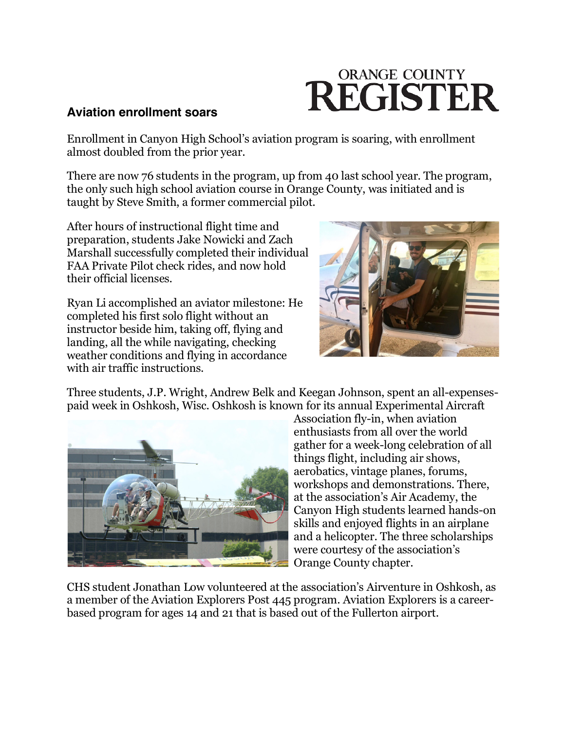ORANGE COUNTY REGISTER

# Aviation enrollment soars

Enrollment in Canyon High School's aviation program is soaring, with enrollment almost doubled from the prior year.

There are now 76 students in the program, up from 40 last school year. The program, the only such high school aviation course in Orange County, was initiated and is taught by Steve Smith, a former commercial pilot.

After hours of instructional flight time and preparation, students Jake Nowicki and Zach Marshall successfully completed their individual FAA Private Pilot check rides, and now hold their official licenses.

Ryan Li accomplished an aviator milestone: He completed his first solo flight without an instructor beside him, taking off, flying and landing, all the while navigating, checking weather conditions and flying in accordance with air traffic instructions.

Three students, J.P. Wright, Andrew Belk and Keegan Johnson, spent an all-expenses-paid week in Oshkosh, Wisc. Oshkosh is known for its annual Experimental Aircraft Association fly-in, when aviation enthusiasts from all over the world gather for a week-long celebration of all things flight, including air shows, aerobatics, vintage planes, forums, workshops and demonstrations. There, at the association's Air Academy, the Canyon High students learned hands-on skills and enjoyed flights in an airplane and a helicopter. The three scholarships were courtesy of the association's Orange County chapter.

CHS student Jonathan Low volunteered at the association's Airventure in Oshkosh, as a member of the Aviation Explorers Post 445 program. Aviation Explorers is a career-based program for ages 14 and 21 that is based out of the Fullerton airport.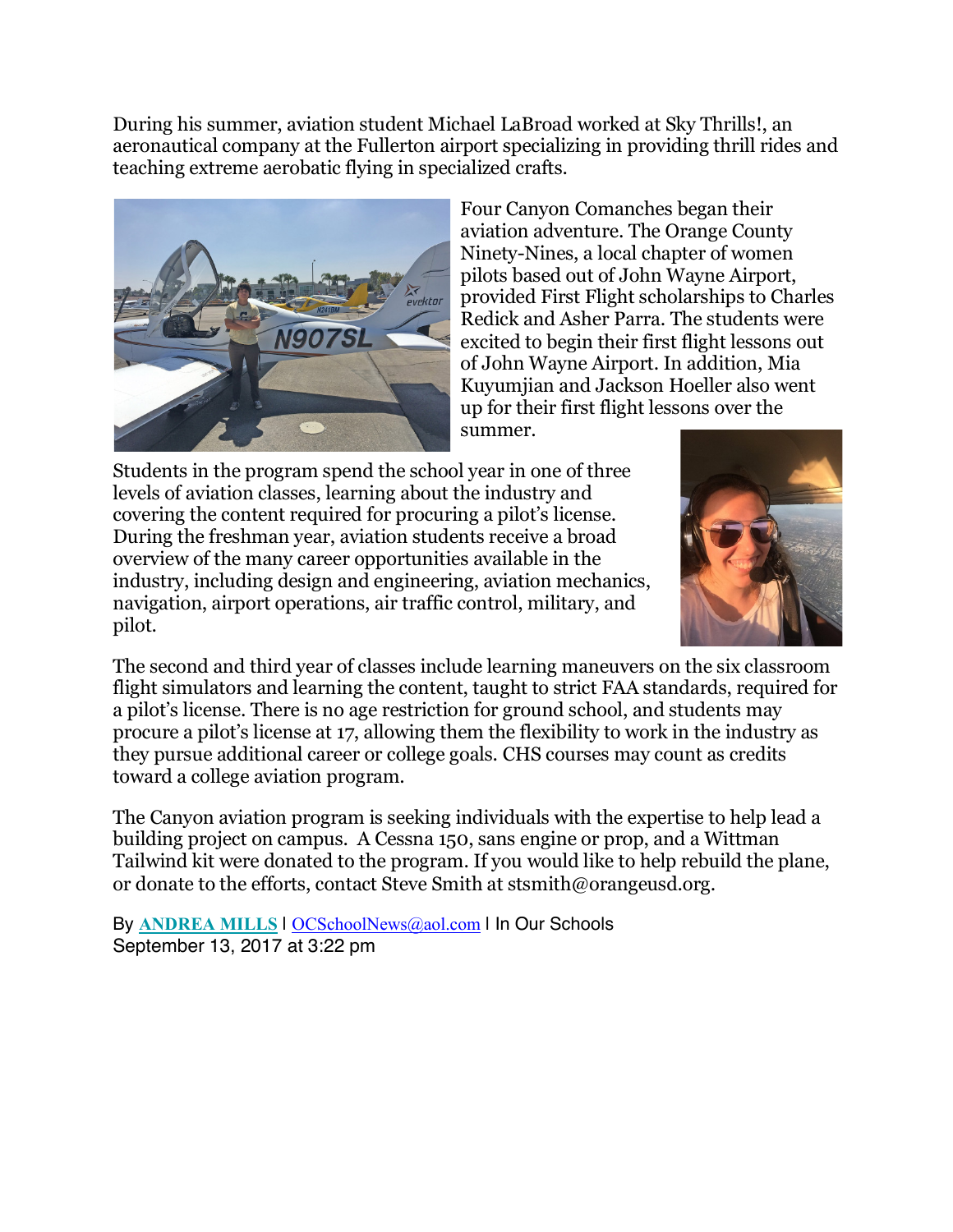During his summer, aviation student Michael LaBroad worked at Sky Thrills!, an aeronautical company at the Fullerton airport specializing in providing thrill rides and teaching extreme aerobatic flying in specialized crafts.

Four Canyon Comanches began their aviation adventure. The Orange County Ninety-Nines, a local chapter of women pilots based out of John Wayne Airport, provided First Flight scholarships to Charles Redick and Asher Parra. The students were excited to begin their first flight lessons out of John Wayne Airport. In addition, Mia Kuyumjian and Jackson Hoeller also went up for their first flight lessons over the summer.

Students in the program spend the school year in one of three levels of aviation classes, learning about the industry and covering the content required for procuring a pilot's license. During the freshman year, aviation students receive a broad overview of the many career opportunities available in the industry, including design and engineering, aviation mechanics, navigation, airport operations, air traffic control, military, and pilot.

The second and third year of classes include learning maneuvers on the six classroom flight simulators and learning the content, taught to strict FAA standards, required for a pilot's license. There is no age restriction for ground school, and students may procure a pilot's license at 17, allowing them the flexibility to work in the industry as they pursue additional career or college goals. CHS courses may count as credits toward a college aviation program.

The Canyon aviation program is seeking individuals with the expertise to help lead a building project on campus. A Cessna 150, sans engine or prop, and a Wittman Tailwind kit were donated to the program. If you would like to help rebuild the plane, or donate to the efforts, contact Steve Smith at stsmith@orangeusd.org.

By **ANDREA MILLS** | OCSchoolNews@aol.com | In Our Schools
September 13, 2017 at 3:22 pm